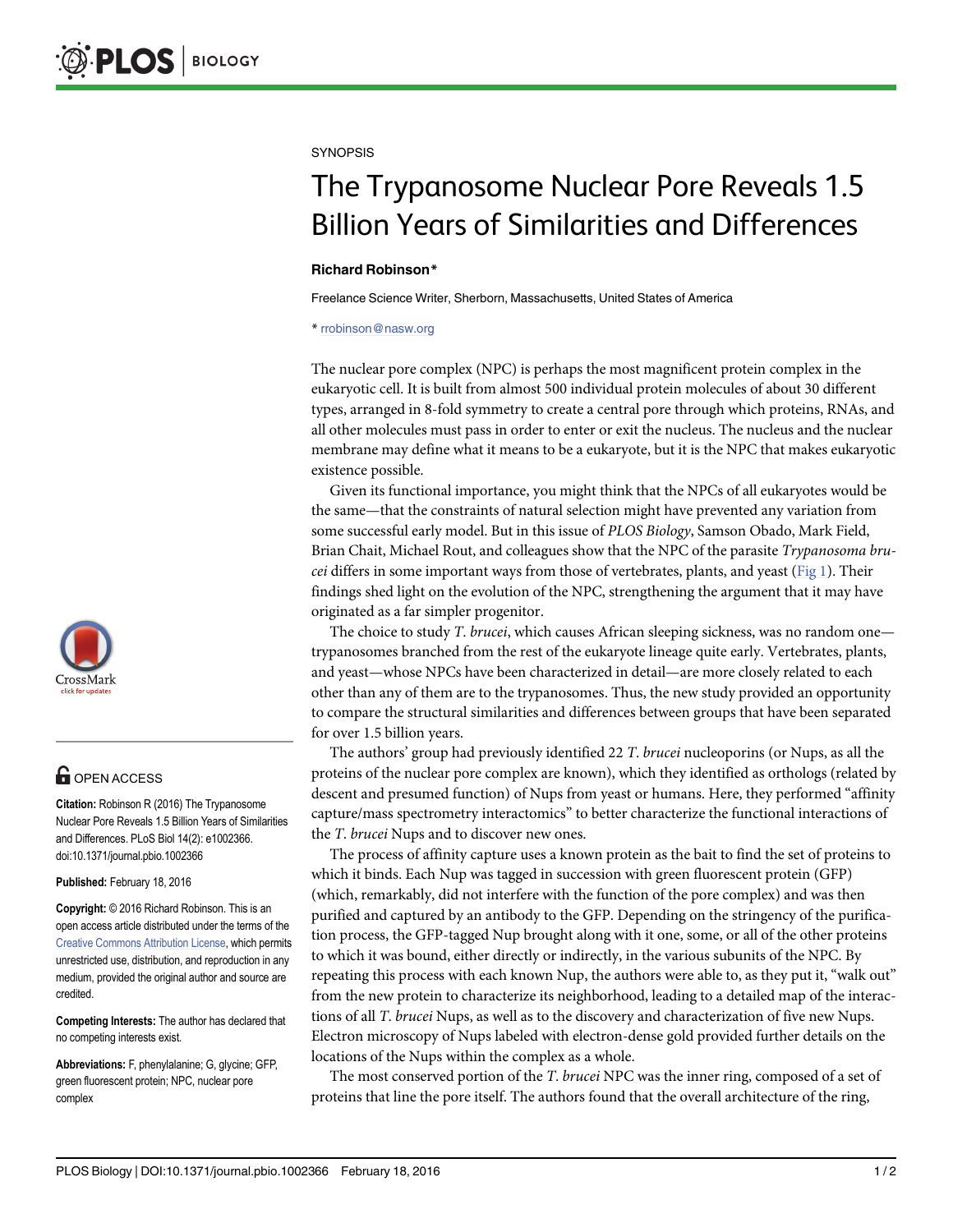SYNOPSIS

# The Trypanosome Nuclear Pore Reveals 1.5 Billion Years of Similarities and Differences

**Richard Robinson***

Freelance Science Writer, Sherborn, Massachusetts, United States of America

* rrobinson@nasw.org

**OPEN ACCESS**

**Citation:** Robinson R (2016) The Trypanosome Nuclear Pore Reveals 1.5 Billion Years of Similarities and Differences. PLoS Biol 14(2): e1002366. doi:10.1371/journal.pbio.1002366

**Published:** February 18, 2016

**Copyright:** © 2016 Richard Robinson. This is an open access article distributed under the terms of the Creative Commons Attribution License, which permits unrestricted use, distribution, and reproduction in any medium, provided the original author and source are credited.

**Competing Interests:** The author has declared that no competing interests exist.

**Abbreviations:** F, phenylalanine; G, glycine; GFP, green fluorescent protein; NPC, nuclear pore complex

The nuclear pore complex (NPC) is perhaps the most magnificent protein complex in the eukaryotic cell. It is built from almost 500 individual protein molecules of about 30 different types, arranged in 8-fold symmetry to create a central pore through which proteins, RNAs, and all other molecules must pass in order to enter or exit the nucleus. The nucleus and the nuclear membrane may define what it means to be a eukaryote, but it is the NPC that makes eukaryotic existence possible.

Given its functional importance, you might think that the NPCs of all eukaryotes would be the same—that the constraints of natural selection might have prevented any variation from some successful early model. But in this issue of *PLOS Biology*, Samson Obado, Mark Field, Brian Chait, Michael Rout, and colleagues show that the NPC of the parasite *Trypanosoma brucei* differs in some important ways from those of vertebrates, plants, and yeast (Fig 1). Their findings shed light on the evolution of the NPC, strengthening the argument that it may have originated as a far simpler progenitor.

The choice to study *T. brucei*, which causes African sleeping sickness, was no random one—trypanosomes branched from the rest of the eukaryote lineage quite early. Vertebrates, plants, and yeast—whose NPCs have been characterized in detail—are more closely related to each other than any of them are to the trypanosomes. Thus, the new study provided an opportunity to compare the structural similarities and differences between groups that have been separated for over 1.5 billion years.

The authors' group had previously identified 22 *T. brucei* nucleoporins (or Nups, as all the proteins of the nuclear pore complex are known), which they identified as orthologs (related by descent and presumed function) of Nups from yeast or humans. Here, they performed "affinity capture/mass spectrometry interactomics" to better characterize the functional interactions of the *T. brucei* Nups and to discover new ones.

The process of affinity capture uses a known protein as the bait to find the set of proteins to which it binds. Each Nup was tagged in succession with green fluorescent protein (GFP) (which, remarkably, did not interfere with the function of the pore complex) and was then purified and captured by an antibody to the GFP. Depending on the stringency of the purification process, the GFP-tagged Nup brought along with it one, some, or all of the other proteins to which it was bound, either directly or indirectly, in the various subunits of the NPC. By repeating this process with each known Nup, the authors were able to, as they put it, "walk out" from the new protein to characterize its neighborhood, leading to a detailed map of the interactions of all *T. brucei* Nups, as well as to the discovery and characterization of five new Nups. Electron microscopy of Nups labeled with electron-dense gold provided further details on the locations of the Nups within the complex as a whole.

The most conserved portion of the *T. brucei* NPC was the inner ring, composed of a set of proteins that line the pore itself. The authors found that the overall architecture of the ring,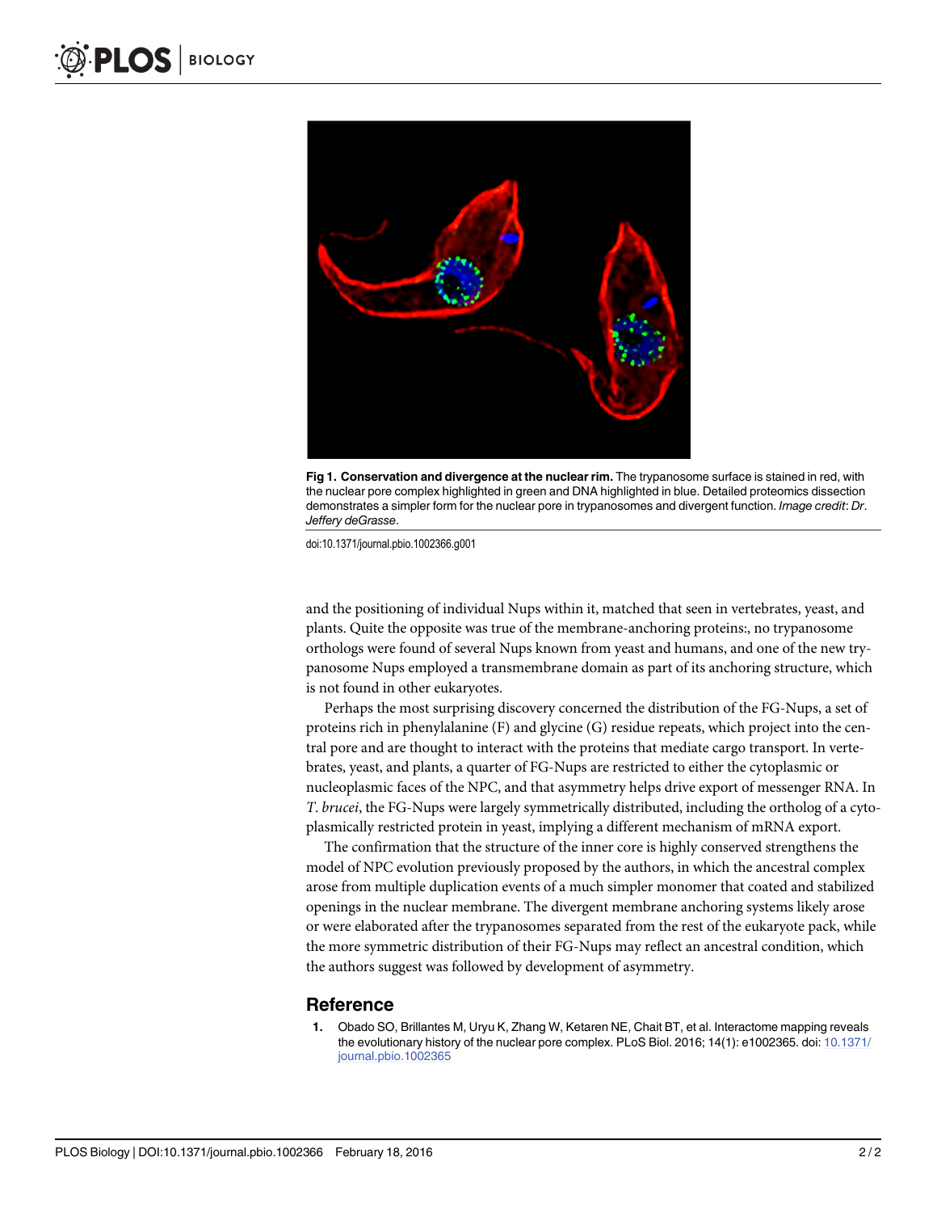Fig 1. **Conservation and divergence at the nuclear rim.** The trypanosome surface is stained in red, with the nuclear pore complex highlighted in green and DNA highlighted in blue. Detailed proteomics dissection demonstrates a simpler form for the nuclear pore in trypanosomes and divergent function. *Image credit*: *Dr. Jeffery deGrasse*.

doi:10.1371/journal.pbio.1002366.g001

and the positioning of individual Nups within it, matched that seen in vertebrates, yeast, and plants. Quite the opposite was true of the membrane-anchoring proteins:, no trypanosome orthologs were found of several Nups known from yeast and humans, and one of the new trypanosome Nups employed a transmembrane domain as part of its anchoring structure, which is not found in other eukaryotes.

Perhaps the most surprising discovery concerned the distribution of the FG-Nups, a set of proteins rich in phenylalanine (F) and glycine (G) residue repeats, which project into the central pore and are thought to interact with the proteins that mediate cargo transport. In vertebrates, yeast, and plants, a quarter of FG-Nups are restricted to either the cytoplasmic or nucleoplasmic faces of the NPC, and that asymmetry helps drive export of messenger RNA. In *T. brucei*, the FG-Nups were largely symmetrically distributed, including the ortholog of a cytoplasmically restricted protein in yeast, implying a different mechanism of mRNA export.

The confirmation that the structure of the inner core is highly conserved strengthens the model of NPC evolution previously proposed by the authors, in which the ancestral complex arose from multiple duplication events of a much simpler monomer that coated and stabilized openings in the nuclear membrane. The divergent membrane anchoring systems likely arose or were elaborated after the trypanosomes separated from the rest of the eukaryote pack, while the more symmetric distribution of their FG-Nups may reflect an ancestral condition, which the authors suggest was followed by development of asymmetry.

## Reference

1. Obado SO, Brillantes M, Uryu K, Zhang W, Ketaren NE, Chait BT, et al. Interactome mapping reveals the evolutionary history of the nuclear pore complex. PLoS Biol. 2016; 14(1): e1002365. doi: 10.1371/journal.pbio.1002365